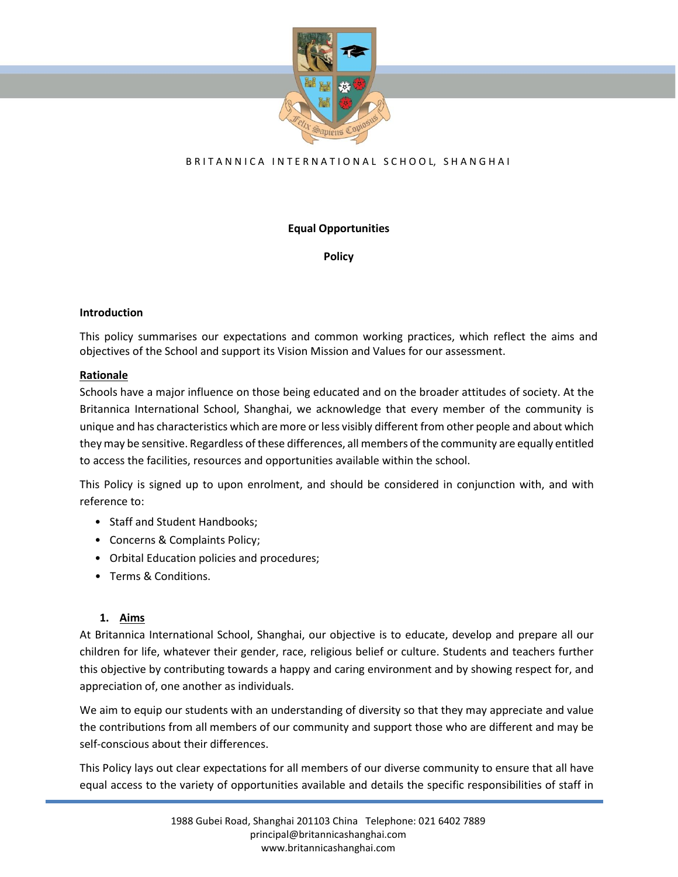BRITANNICA INTERNATIONAL SCHOOL, SHANGHAI

**Equal Opportunities**

**Policy**

**Introduction**

This policy summarises our expectations and common working practices, which reflect the aims and objectives of the School and support its Vision Mission and Values for our assessment.

**Rationale**

Schools have a major influence on those being educated and on the broader attitudes of society. At the Britannica International School, Shanghai, we acknowledge that every member of the community is unique and has characteristics which are more or less visibly different from other people and about which they may be sensitive. Regardless of these differences, all members of the community are equally entitled to access the facilities, resources and opportunities available within the school.

This Policy is signed up to upon enrolment, and should be considered in conjunction with, and with reference to:

- Staff and Student Handbooks;
- Concerns & Complaints Policy;
- Orbital Education policies and procedures;
- Terms & Conditions.

## 1. Aims

At Britannica International School, Shanghai, our objective is to educate, develop and prepare all our children for life, whatever their gender, race, religious belief or culture. Students and teachers further this objective by contributing towards a happy and caring environment and by showing respect for, and appreciation of, one another as individuals.

We aim to equip our students with an understanding of diversity so that they may appreciate and value the contributions from all members of our community and support those who are different and may be self-conscious about their differences.

This Policy lays out clear expectations for all members of our diverse community to ensure that all have equal access to the variety of opportunities available and details the specific responsibilities of staff in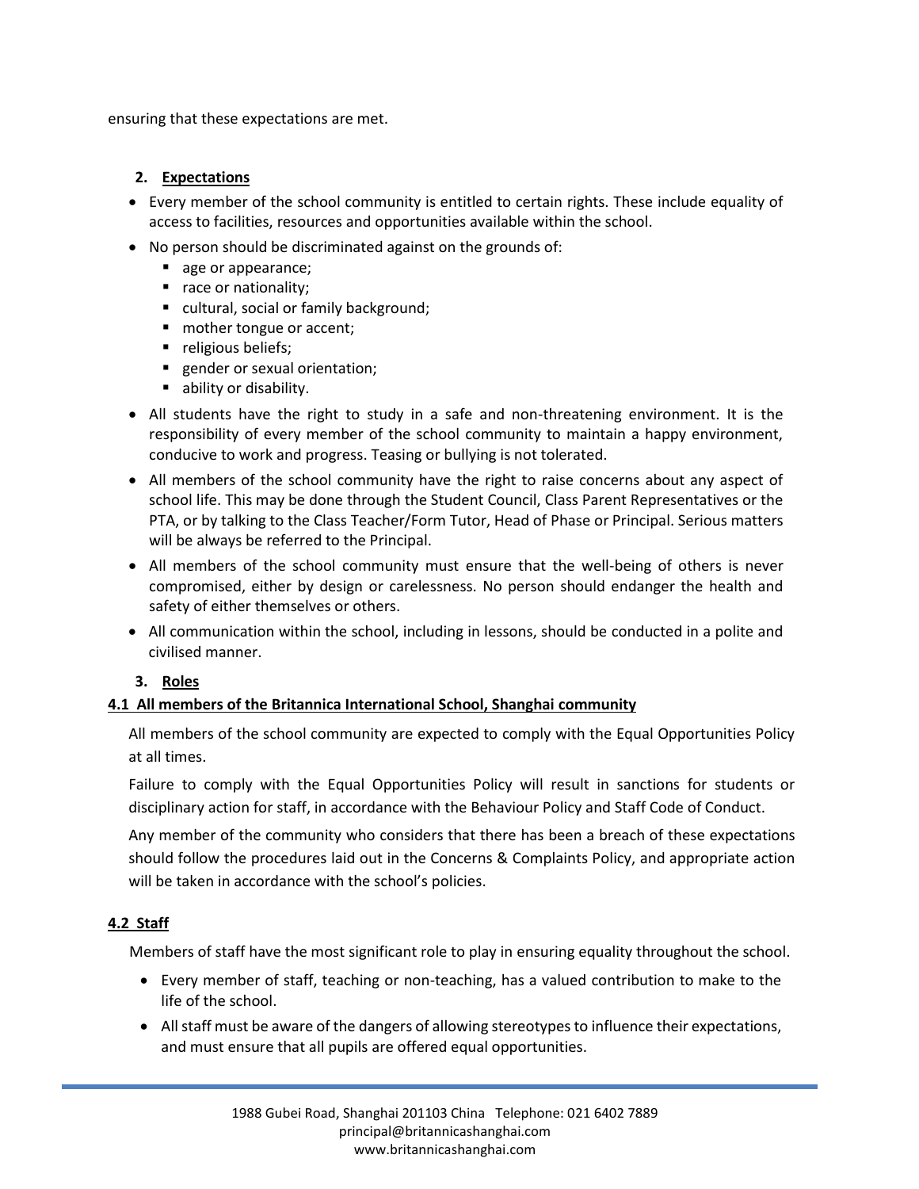ensuring that these expectations are met.

## 2. Expectations

- Every member of the school community is entitled to certain rights. These include equality of access to facilities, resources and opportunities available within the school.
- No person should be discriminated against on the grounds of:
  - age or appearance;
  - race or nationality;
  - cultural, social or family background;
  - mother tongue or accent;
  - religious beliefs;
  - gender or sexual orientation;
  - ability or disability.
- All students have the right to study in a safe and non-threatening environment. It is the responsibility of every member of the school community to maintain a happy environment, conducive to work and progress. Teasing or bullying is not tolerated.
- All members of the school community have the right to raise concerns about any aspect of school life. This may be done through the Student Council, Class Parent Representatives or the PTA, or by talking to the Class Teacher/Form Tutor, Head of Phase or Principal. Serious matters will be always be referred to the Principal.
- All members of the school community must ensure that the well-being of others is never compromised, either by design or carelessness. No person should endanger the health and safety of either themselves or others.
- All communication within the school, including in lessons, should be conducted in a polite and civilised manner.

## 3. Roles

### 4.1 All members of the Britannica International School, Shanghai community

All members of the school community are expected to comply with the Equal Opportunities Policy at all times.

Failure to comply with the Equal Opportunities Policy will result in sanctions for students or disciplinary action for staff, in accordance with the Behaviour Policy and Staff Code of Conduct.

Any member of the community who considers that there has been a breach of these expectations should follow the procedures laid out in the Concerns & Complaints Policy, and appropriate action will be taken in accordance with the school's policies.

### 4.2 Staff

Members of staff have the most significant role to play in ensuring equality throughout the school.

- Every member of staff, teaching or non-teaching, has a valued contribution to make to the life of the school.
- All staff must be aware of the dangers of allowing stereotypes to influence their expectations, and must ensure that all pupils are offered equal opportunities.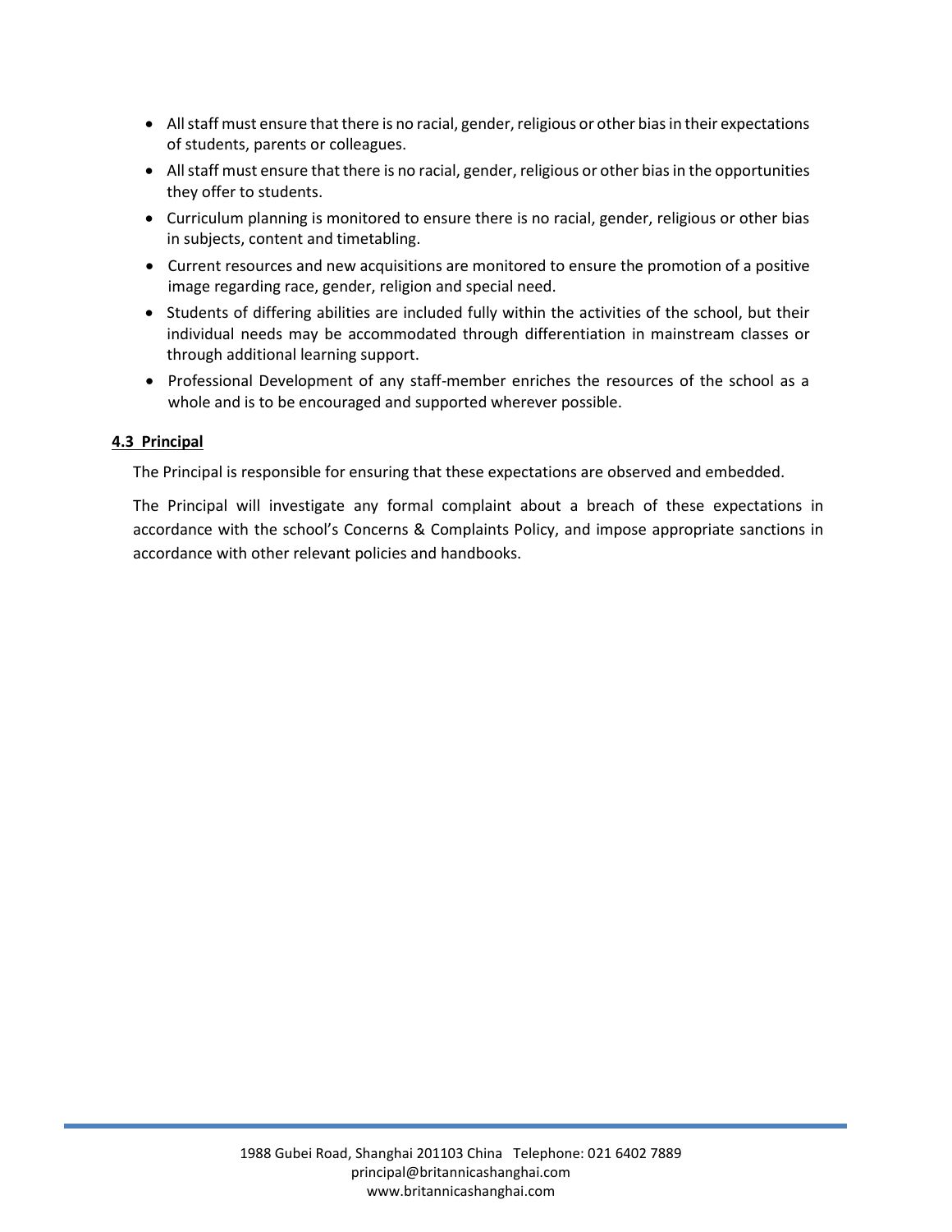- All staff must ensure that there is no racial, gender, religious or other bias in their expectations of students, parents or colleagues.
- All staff must ensure that there is no racial, gender, religious or other bias in the opportunities they offer to students.
- Curriculum planning is monitored to ensure there is no racial, gender, religious or other bias in subjects, content and timetabling.
- Current resources and new acquisitions are monitored to ensure the promotion of a positive image regarding race, gender, religion and special need.
- Students of differing abilities are included fully within the activities of the school, but their individual needs may be accommodated through differentiation in mainstream classes or through additional learning support.
- Professional Development of any staff-member enriches the resources of the school as a whole and is to be encouraged and supported wherever possible.

### 4.3 Principal

The Principal is responsible for ensuring that these expectations are observed and embedded.

The Principal will investigate any formal complaint about a breach of these expectations in accordance with the school's Concerns & Complaints Policy, and impose appropriate sanctions in accordance with other relevant policies and handbooks.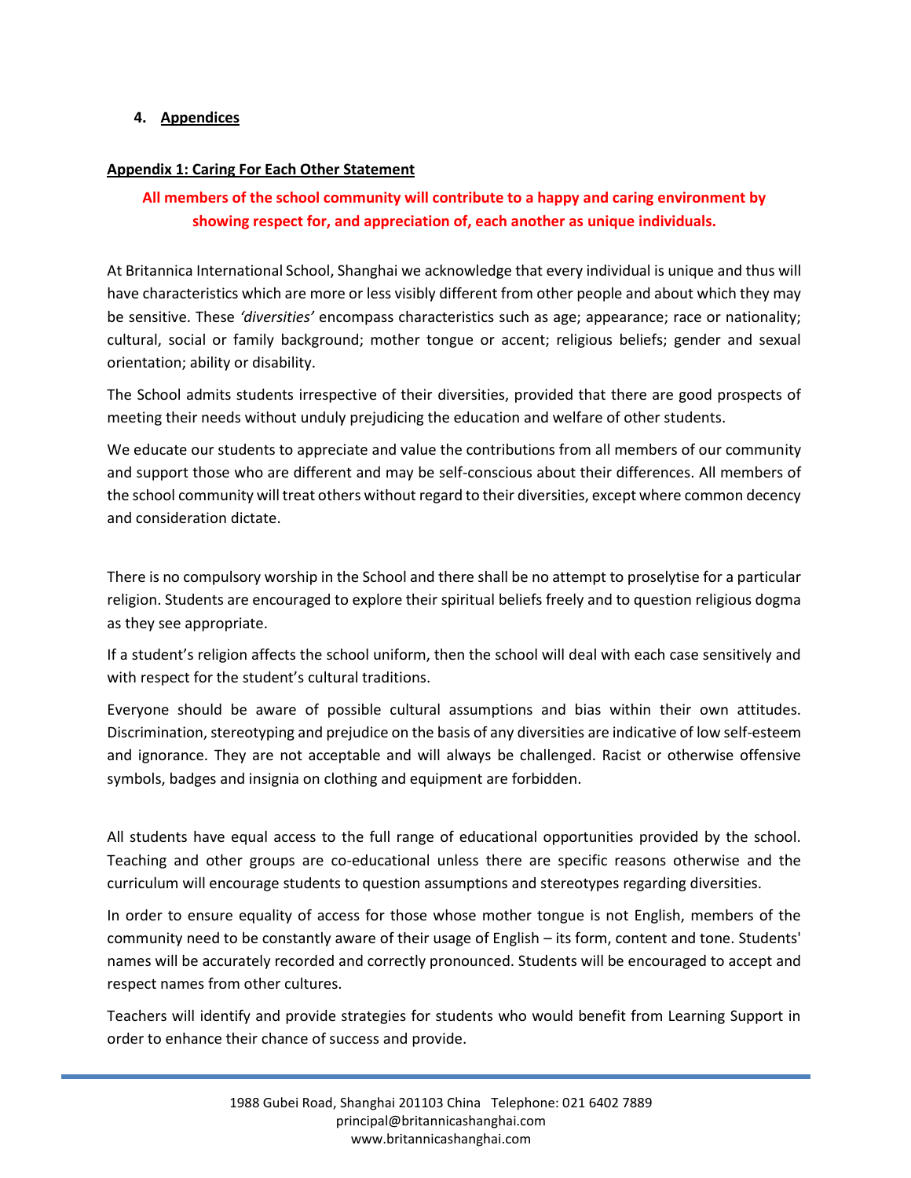## 4. Appendices

### Appendix 1: Caring For Each Other Statement

**All members of the school community will contribute to a happy and caring environment by showing respect for, and appreciation of, each another as unique individuals.**

At Britannica International School, Shanghai we acknowledge that every individual is unique and thus will have characteristics which are more or less visibly different from other people and about which they may be sensitive. These *'diversities'* encompass characteristics such as age; appearance; race or nationality; cultural, social or family background; mother tongue or accent; religious beliefs; gender and sexual orientation; ability or disability.

The School admits students irrespective of their diversities, provided that there are good prospects of meeting their needs without unduly prejudicing the education and welfare of other students.

We educate our students to appreciate and value the contributions from all members of our community and support those who are different and may be self-conscious about their differences. All members of the school community will treat others without regard to their diversities, except where common decency and consideration dictate.

There is no compulsory worship in the School and there shall be no attempt to proselytise for a particular religion. Students are encouraged to explore their spiritual beliefs freely and to question religious dogma as they see appropriate.

If a student's religion affects the school uniform, then the school will deal with each case sensitively and with respect for the student's cultural traditions.

Everyone should be aware of possible cultural assumptions and bias within their own attitudes. Discrimination, stereotyping and prejudice on the basis of any diversities are indicative of low self-esteem and ignorance. They are not acceptable and will always be challenged. Racist or otherwise offensive symbols, badges and insignia on clothing and equipment are forbidden.

All students have equal access to the full range of educational opportunities provided by the school. Teaching and other groups are co-educational unless there are specific reasons otherwise and the curriculum will encourage students to question assumptions and stereotypes regarding diversities.

In order to ensure equality of access for those whose mother tongue is not English, members of the community need to be constantly aware of their usage of English – its form, content and tone. Students' names will be accurately recorded and correctly pronounced. Students will be encouraged to accept and respect names from other cultures.

Teachers will identify and provide strategies for students who would benefit from Learning Support in order to enhance their chance of success and provide.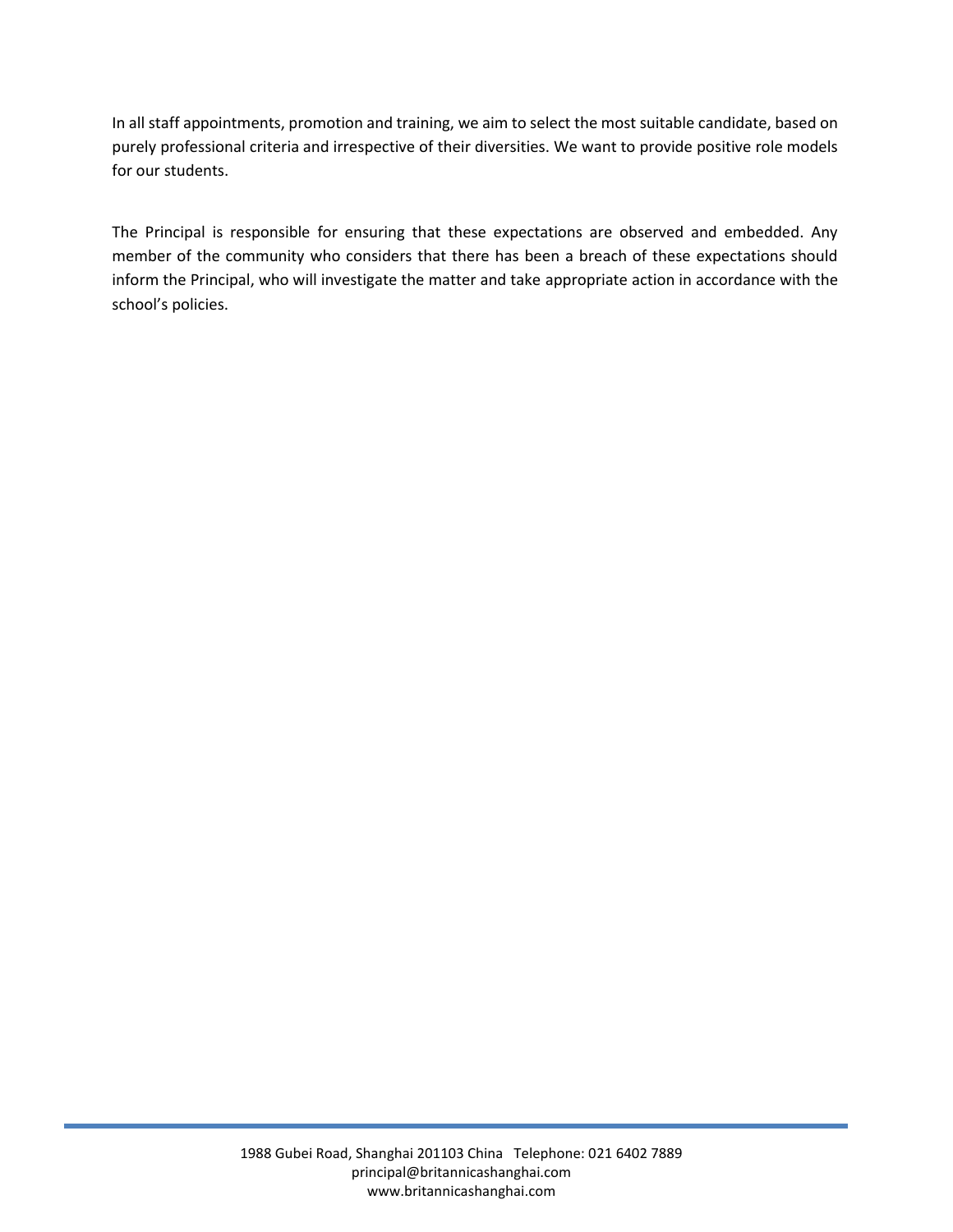In all staff appointments, promotion and training, we aim to select the most suitable candidate, based on purely professional criteria and irrespective of their diversities. We want to provide positive role models for our students.

The Principal is responsible for ensuring that these expectations are observed and embedded. Any member of the community who considers that there has been a breach of these expectations should inform the Principal, who will investigate the matter and take appropriate action in accordance with the school's policies.